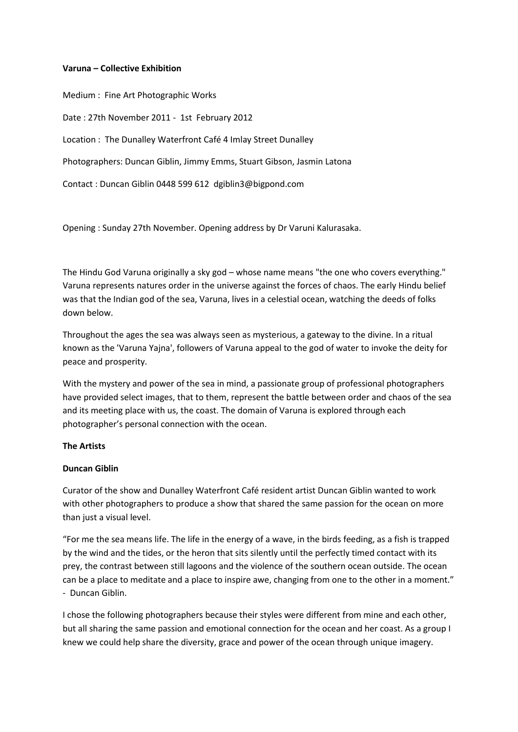**Varuna – Collective Exhibition**

Medium : Fine Art Photographic Works

Date : 27th November 2011 - 1st February 2012

Location : The Dunalley Waterfront Café 4 Imlay Street Dunalley

Photographers: Duncan Giblin, Jimmy Emms, Stuart Gibson, Jasmin Latona

Contact : Duncan Giblin 0448 599 612 dgiblin3@bigpond.com

Opening : Sunday 27th November. Opening address by Dr Varuni Kalurasaka.

The Hindu God Varuna originally a sky god – whose name means "the one who covers everything." Varuna represents natures order in the universe against the forces of chaos. The early Hindu belief was that the Indian god of the sea, Varuna, lives in a celestial ocean, watching the deeds of folks down below.

Throughout the ages the sea was always seen as mysterious, a gateway to the divine. In a ritual known as the 'Varuna Yajna', followers of Varuna appeal to the god of water to invoke the deity for peace and prosperity.

With the mystery and power of the sea in mind, a passionate group of professional photographers have provided select images, that to them, represent the battle between order and chaos of the sea and its meeting place with us, the coast. The domain of Varuna is explored through each photographer's personal connection with the ocean.

**The Artists**

**Duncan Giblin**

Curator of the show and Dunalley Waterfront Café resident artist Duncan Giblin wanted to work with other photographers to produce a show that shared the same passion for the ocean on more than just a visual level.

"For me the sea means life. The life in the energy of a wave, in the birds feeding, as a fish is trapped by the wind and the tides, or the heron that sits silently until the perfectly timed contact with its prey, the contrast between still lagoons and the violence of the southern ocean outside. The ocean can be a place to meditate and a place to inspire awe, changing from one to the other in a moment."
- Duncan Giblin.

I chose the following photographers because their styles were different from mine and each other, but all sharing the same passion and emotional connection for the ocean and her coast. As a group I knew we could help share the diversity, grace and power of the ocean through unique imagery.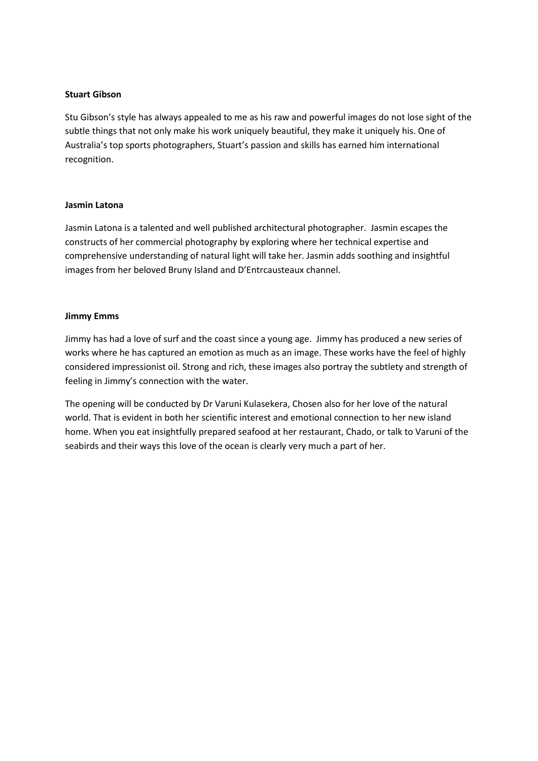**Stuart Gibson**

Stu Gibson's style has always appealed to me as his raw and powerful images do not lose sight of the subtle things that not only make his work uniquely beautiful, they make it uniquely his. One of Australia's top sports photographers, Stuart's passion and skills has earned him international recognition.

**Jasmin Latona**

Jasmin Latona is a talented and well published architectural photographer. Jasmin escapes the constructs of her commercial photography by exploring where her technical expertise and comprehensive understanding of natural light will take her. Jasmin adds soothing and insightful images from her beloved Bruny Island and D'Entrcausteaux channel.

**Jimmy Emms**

Jimmy has had a love of surf and the coast since a young age. Jimmy has produced a new series of works where he has captured an emotion as much as an image. These works have the feel of highly considered impressionist oil. Strong and rich, these images also portray the subtlety and strength of feeling in Jimmy's connection with the water.

The opening will be conducted by Dr Varuni Kulasekera, Chosen also for her love of the natural world. That is evident in both her scientific interest and emotional connection to her new island home. When you eat insightfully prepared seafood at her restaurant, Chado, or talk to Varuni of the seabirds and their ways this love of the ocean is clearly very much a part of her.